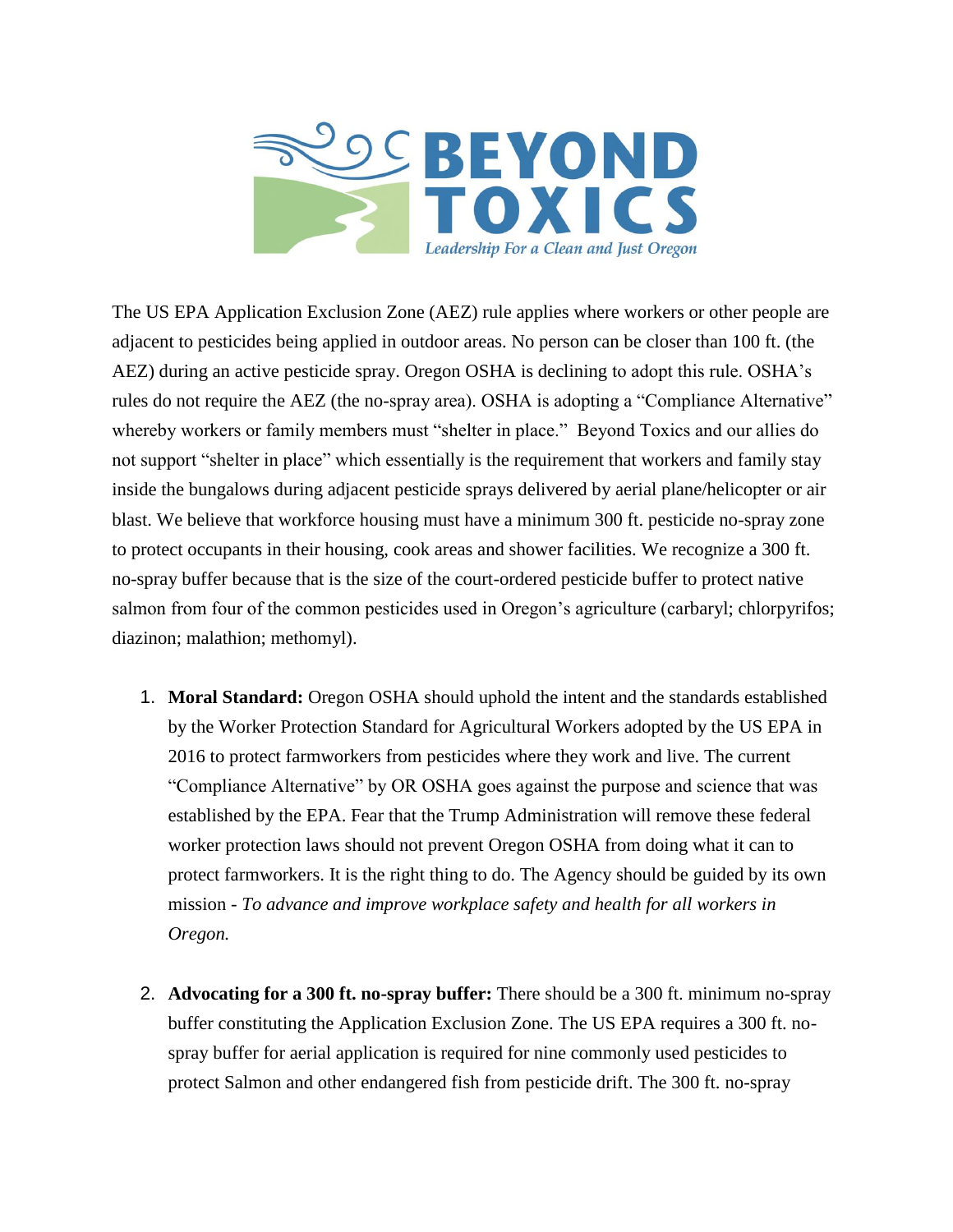**BEYOND TOXICS**

*Leadership For a Clean and Just Oregon*

The US EPA Application Exclusion Zone (AEZ) rule applies where workers or other people are adjacent to pesticides being applied in outdoor areas. No person can be closer than 100 ft. (the AEZ) during an active pesticide spray. Oregon OSHA is declining to adopt this rule. OSHA's rules do not require the AEZ (the no-spray area). OSHA is adopting a "Compliance Alternative" whereby workers or family members must "shelter in place." Beyond Toxics and our allies do not support "shelter in place" which essentially is the requirement that workers and family stay inside the bungalows during adjacent pesticide sprays delivered by aerial plane/helicopter or air blast. We believe that workforce housing must have a minimum 300 ft. pesticide no-spray zone to protect occupants in their housing, cook areas and shower facilities. We recognize a 300 ft. no-spray buffer because that is the size of the court-ordered pesticide buffer to protect native salmon from four of the common pesticides used in Oregon's agriculture (carbaryl; chlorpyrifos; diazinon; malathion; methomyl).

1. **Moral Standard:** Oregon OSHA should uphold the intent and the standards established by the Worker Protection Standard for Agricultural Workers adopted by the US EPA in 2016 to protect farmworkers from pesticides where they work and live. The current "Compliance Alternative" by OR OSHA goes against the purpose and science that was established by the EPA. Fear that the Trump Administration will remove these federal worker protection laws should not prevent Oregon OSHA from doing what it can to protect farmworkers. It is the right thing to do. The Agency should be guided by its own mission - *To advance and improve workplace safety and health for all workers in Oregon.*

2. **Advocating for a 300 ft. no-spray buffer:** There should be a 300 ft. minimum no-spray buffer constituting the Application Exclusion Zone. The US EPA requires a 300 ft. no-spray buffer for aerial application is required for nine commonly used pesticides to protect Salmon and other endangered fish from pesticide drift. The 300 ft. no-spray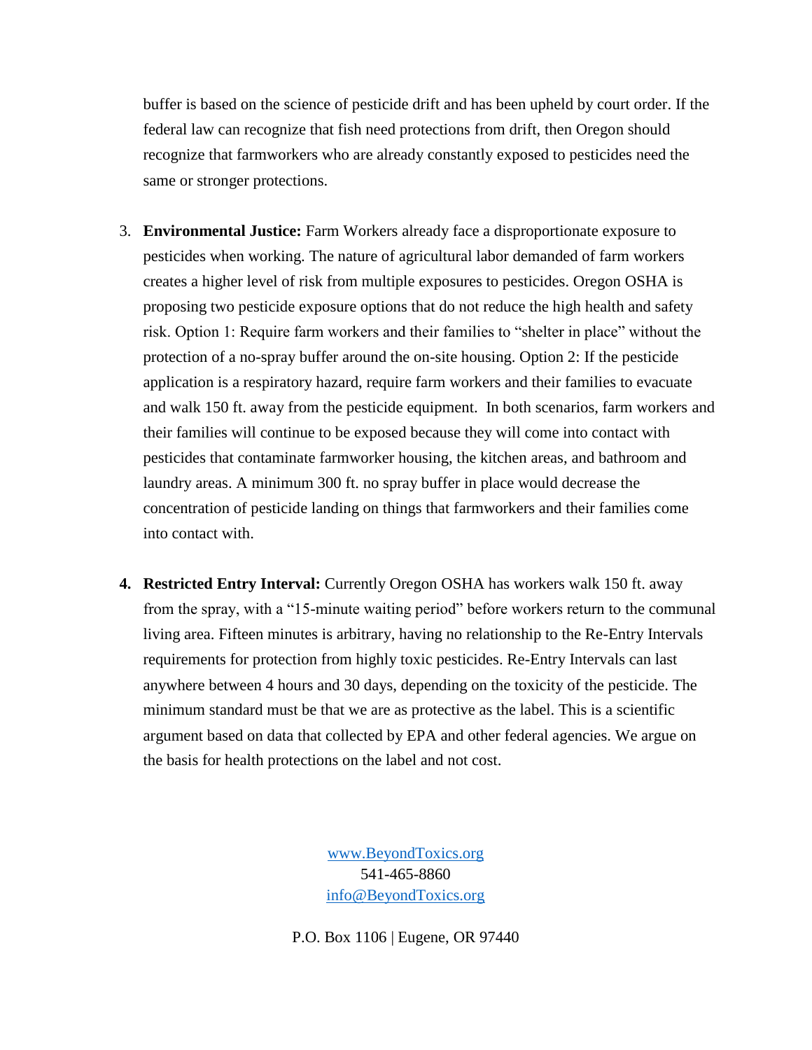buffer is based on the science of pesticide drift and has been upheld by court order. If the federal law can recognize that fish need protections from drift, then Oregon should recognize that farmworkers who are already constantly exposed to pesticides need the same or stronger protections.

3. **Environmental Justice:** Farm Workers already face a disproportionate exposure to pesticides when working. The nature of agricultural labor demanded of farm workers creates a higher level of risk from multiple exposures to pesticides. Oregon OSHA is proposing two pesticide exposure options that do not reduce the high health and safety risk. Option 1: Require farm workers and their families to "shelter in place" without the protection of a no-spray buffer around the on-site housing. Option 2: If the pesticide application is a respiratory hazard, require farm workers and their families to evacuate and walk 150 ft. away from the pesticide equipment. In both scenarios, farm workers and their families will continue to be exposed because they will come into contact with pesticides that contaminate farmworker housing, the kitchen areas, and bathroom and laundry areas. A minimum 300 ft. no spray buffer in place would decrease the concentration of pesticide landing on things that farmworkers and their families come into contact with.

4. **Restricted Entry Interval:** Currently Oregon OSHA has workers walk 150 ft. away from the spray, with a "15-minute waiting period" before workers return to the communal living area. Fifteen minutes is arbitrary, having no relationship to the Re-Entry Intervals requirements for protection from highly toxic pesticides. Re-Entry Intervals can last anywhere between 4 hours and 30 days, depending on the toxicity of the pesticide. The minimum standard must be that we are as protective as the label. This is a scientific argument based on data that collected by EPA and other federal agencies. We argue on the basis for health protections on the label and not cost.

www.BeyondToxics.org
541-465-8860
info@BeyondToxics.org

P.O. Box 1106 | Eugene, OR 97440